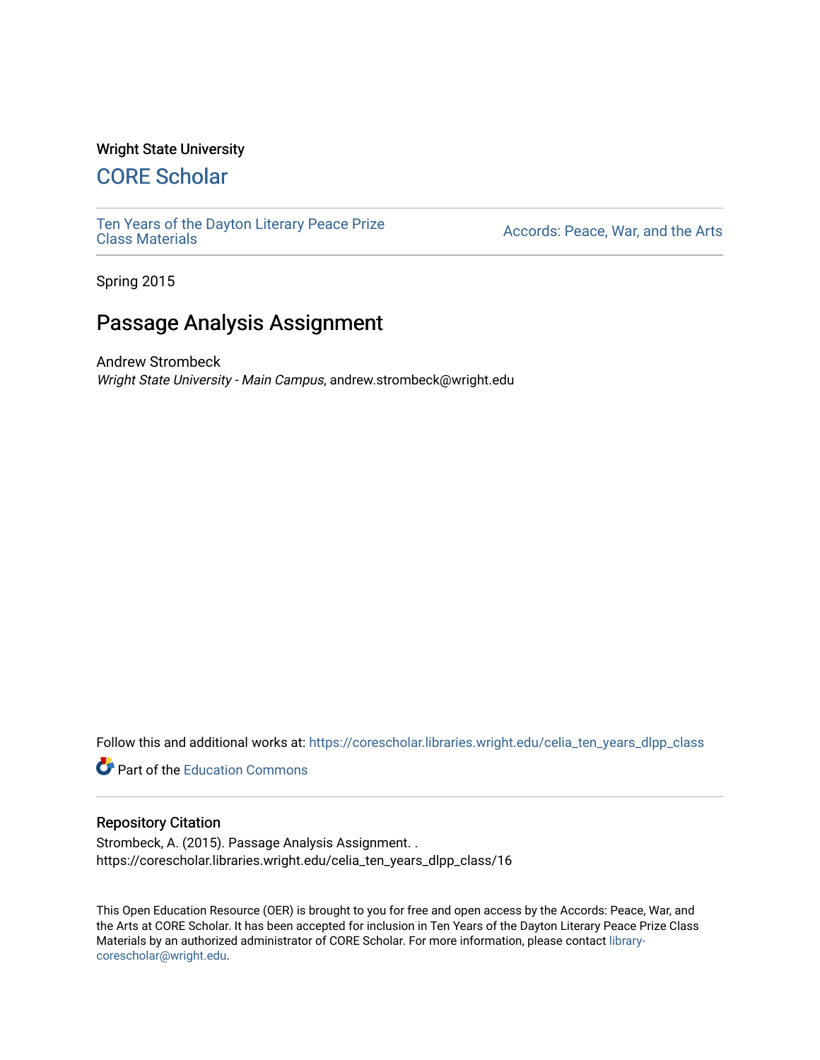Wright State University

## CORE Scholar

Ten Years of the Dayton Literary Peace Prize Class Materials

Accords: Peace, War, and the Arts

Spring 2015

# Passage Analysis Assignment

Andrew Strombeck
*Wright State University - Main Campus*, andrew.strombeck@wright.edu

Follow this and additional works at: https://corescholar.libraries.wright.edu/celia_ten_years_dlpp_class

Part of the Education Commons

### Repository Citation

Strombeck, A. (2015). Passage Analysis Assignment. .
https://corescholar.libraries.wright.edu/celia_ten_years_dlpp_class/16

This Open Education Resource (OER) is brought to you for free and open access by the Accords: Peace, War, and the Arts at CORE Scholar. It has been accepted for inclusion in Ten Years of the Dayton Literary Peace Prize Class Materials by an authorized administrator of CORE Scholar. For more information, please contact library-corescholar@wright.edu.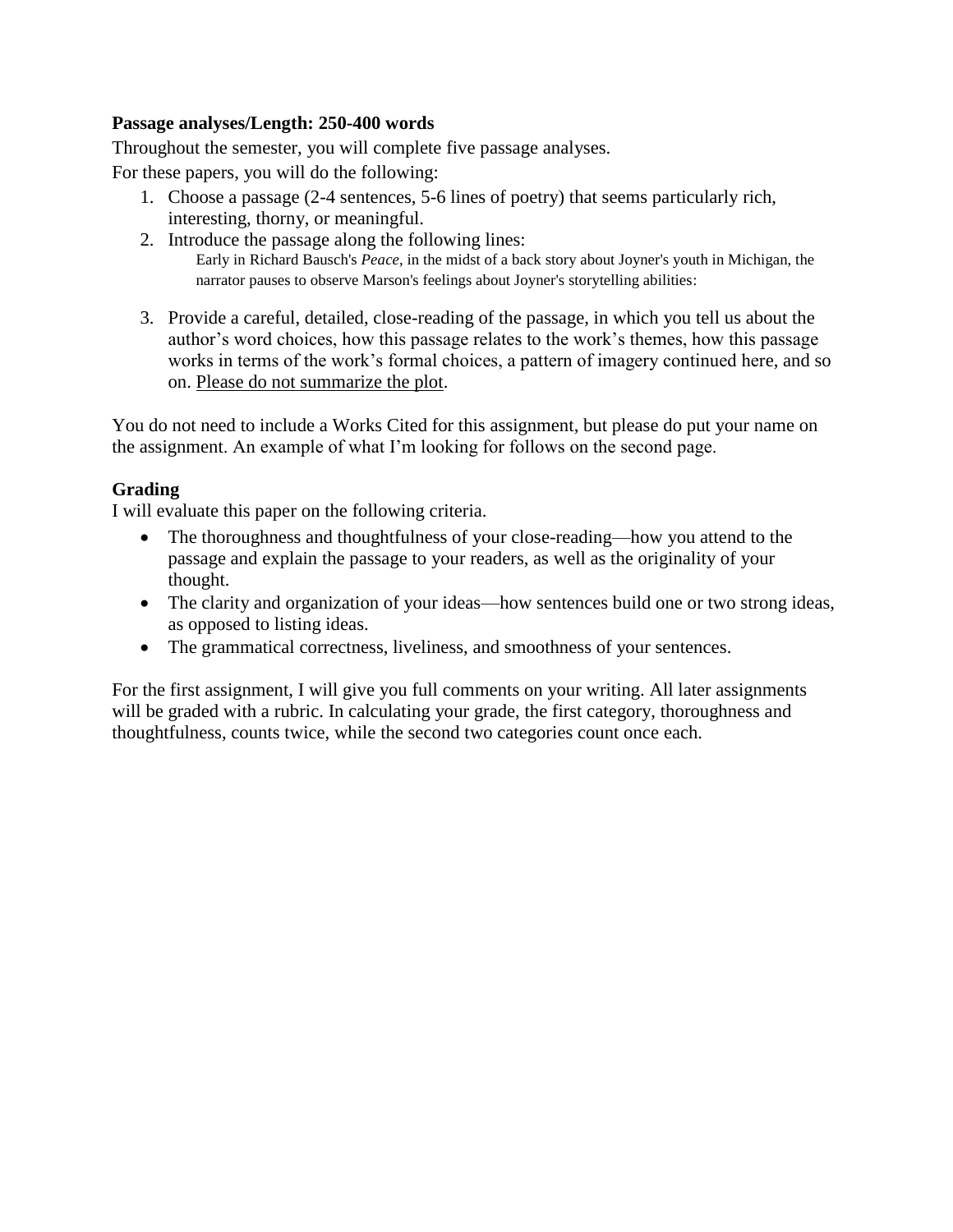**Passage analyses/Length: 250-400 words**

Throughout the semester, you will complete five passage analyses.

For these papers, you will do the following:

1. Choose a passage (2-4 sentences, 5-6 lines of poetry) that seems particularly rich, interesting, thorny, or meaningful.
2. Introduce the passage along the following lines:

   Early in Richard Bausch's *Peace*, in the midst of a back story about Joyner's youth in Michigan, the narrator pauses to observe Marson's feelings about Joyner's storytelling abilities:

3. Provide a careful, detailed, close-reading of the passage, in which you tell us about the author's word choices, how this passage relates to the work's themes, how this passage works in terms of the work's formal choices, a pattern of imagery continued here, and so on. <u>Please do not summarize the plot</u>.

You do not need to include a Works Cited for this assignment, but please do put your name on the assignment. An example of what I'm looking for follows on the second page.

**Grading**

I will evaluate this paper on the following criteria.

- The thoroughness and thoughtfulness of your close-reading—how you attend to the passage and explain the passage to your readers, as well as the originality of your thought.
- The clarity and organization of your ideas—how sentences build one or two strong ideas, as opposed to listing ideas.
- The grammatical correctness, liveliness, and smoothness of your sentences.

For the first assignment, I will give you full comments on your writing. All later assignments will be graded with a rubric. In calculating your grade, the first category, thoroughness and thoughtfulness, counts twice, while the second two categories count once each.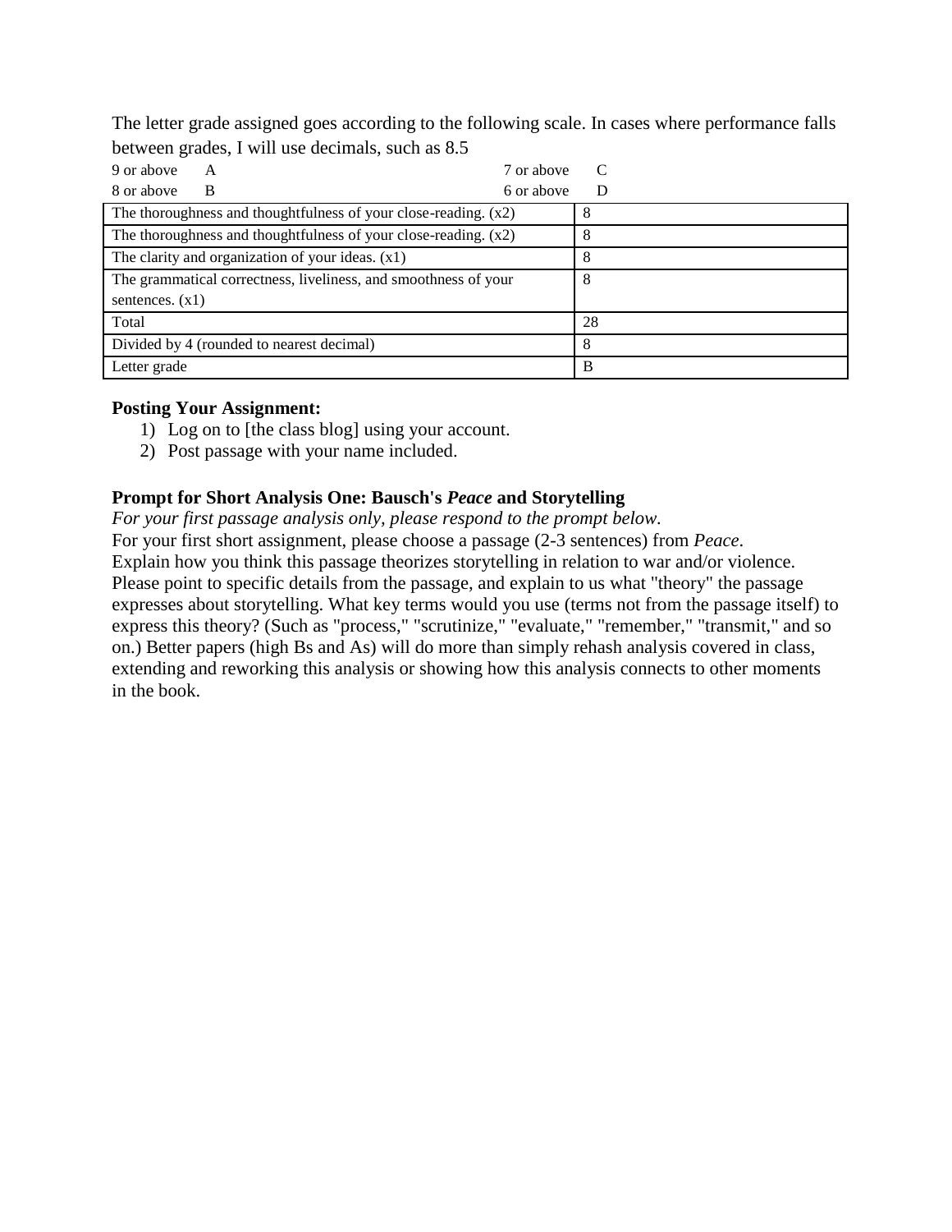The letter grade assigned goes according to the following scale. In cases where performance falls between grades, I will use decimals, such as 8.5

| | | | |
|---|---|---|---|
| 9 or above | A | 7 or above | C |
| 8 or above | B | 6 or above | D |

| | |
|---|---|
| The thoroughness and thoughtfulness of your close-reading. (x2) | 8 |
| The thoroughness and thoughtfulness of your close-reading. (x2) | 8 |
| The clarity and organization of your ideas. (x1) | 8 |
| The grammatical correctness, liveliness, and smoothness of your sentences. (x1) | 8 |
| Total | 28 |
| Divided by 4 (rounded to nearest decimal) | 8 |
| Letter grade | B |

**Posting Your Assignment:**

1) Log on to [the class blog] using your account.
2) Post passage with your name included.

**Prompt for Short Analysis One: Bausch's *Peace* and Storytelling**

*For your first passage analysis only, please respond to the prompt below.*

For your first short assignment, please choose a passage (2-3 sentences) from *Peace*. Explain how you think this passage theorizes storytelling in relation to war and/or violence. Please point to specific details from the passage, and explain to us what "theory" the passage expresses about storytelling. What key terms would you use (terms not from the passage itself) to express this theory? (Such as "process," "scrutinize," "evaluate," "remember," "transmit," and so on.) Better papers (high Bs and As) will do more than simply rehash analysis covered in class, extending and reworking this analysis or showing how this analysis connects to other moments in the book.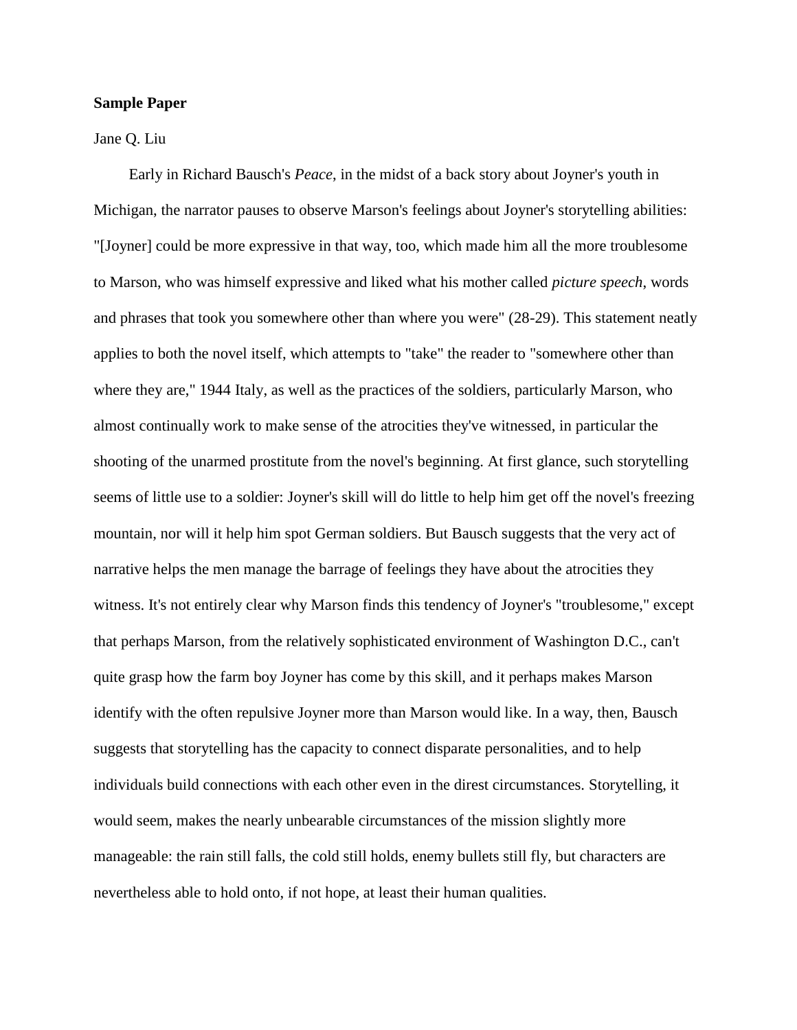**Sample Paper**

Jane Q. Liu

Early in Richard Bausch's *Peace*, in the midst of a back story about Joyner's youth in Michigan, the narrator pauses to observe Marson's feelings about Joyner's storytelling abilities: "[Joyner] could be more expressive in that way, too, which made him all the more troublesome to Marson, who was himself expressive and liked what his mother called *picture speech*, words and phrases that took you somewhere other than where you were" (28-29). This statement neatly applies to both the novel itself, which attempts to "take" the reader to "somewhere other than where they are," 1944 Italy, as well as the practices of the soldiers, particularly Marson, who almost continually work to make sense of the atrocities they've witnessed, in particular the shooting of the unarmed prostitute from the novel's beginning. At first glance, such storytelling seems of little use to a soldier: Joyner's skill will do little to help him get off the novel's freezing mountain, nor will it help him spot German soldiers. But Bausch suggests that the very act of narrative helps the men manage the barrage of feelings they have about the atrocities they witness. It's not entirely clear why Marson finds this tendency of Joyner's "troublesome," except that perhaps Marson, from the relatively sophisticated environment of Washington D.C., can't quite grasp how the farm boy Joyner has come by this skill, and it perhaps makes Marson identify with the often repulsive Joyner more than Marson would like. In a way, then, Bausch suggests that storytelling has the capacity to connect disparate personalities, and to help individuals build connections with each other even in the direst circumstances. Storytelling, it would seem, makes the nearly unbearable circumstances of the mission slightly more manageable: the rain still falls, the cold still holds, enemy bullets still fly, but characters are nevertheless able to hold onto, if not hope, at least their human qualities.